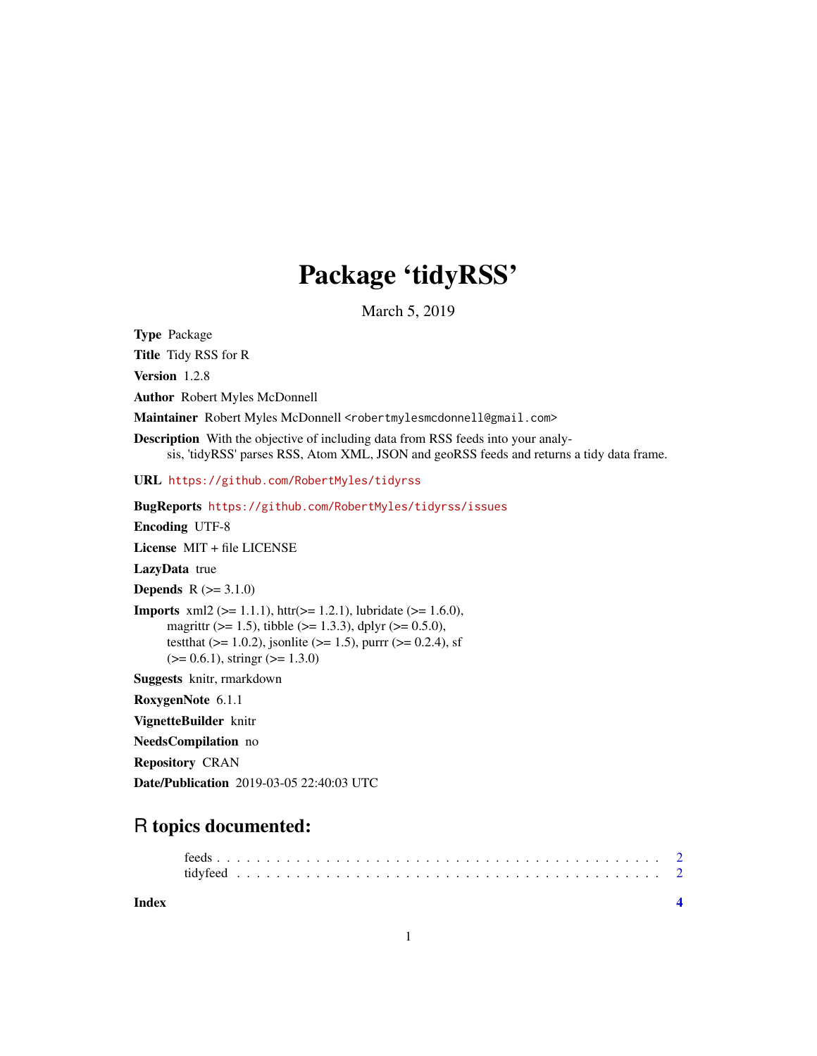# Package 'tidyRSS'

March 5, 2019

**Type** Package

**Title** Tidy RSS for R

**Version** 1.2.8

**Author** Robert Myles McDonnell

**Maintainer** Robert Myles McDonnell <robertmylesmcdonnell@gmail.com>

**Description** With the objective of including data from RSS feeds into your analysis, 'tidyRSS' parses RSS, Atom XML, JSON and geoRSS feeds and returns a tidy data frame.

**URL** https://github.com/RobertMyles/tidyrss

**BugReports** https://github.com/RobertMyles/tidyrss/issues

**Encoding** UTF-8

**License** MIT + file LICENSE

**LazyData** true

**Depends** R (>= 3.1.0)

**Imports** xml2 (>= 1.1.1), httr(>= 1.2.1), lubridate (>= 1.6.0), magrittr (>= 1.5), tibble (>= 1.3.3), dplyr (>= 0.5.0), testthat (>= 1.0.2), jsonlite (>= 1.5), purrr (>= 0.2.4), sf (>= 0.6.1), stringr (>= 1.3.0)

**Suggests** knitr, rmarkdown

**RoxygenNote** 6.1.1

**VignetteBuilder** knitr

**NeedsCompilation** no

**Repository** CRAN

**Date/Publication** 2019-03-05 22:40:03 UTC

## R topics documented:

feeds . . . . . . . . . . . . . . . . . . . . . . . . . . . . . . . . . . . . . . . . . . 2
tidyfeed . . . . . . . . . . . . . . . . . . . . . . . . . . . . . . . . . . . . . . . . 2

**Index** 4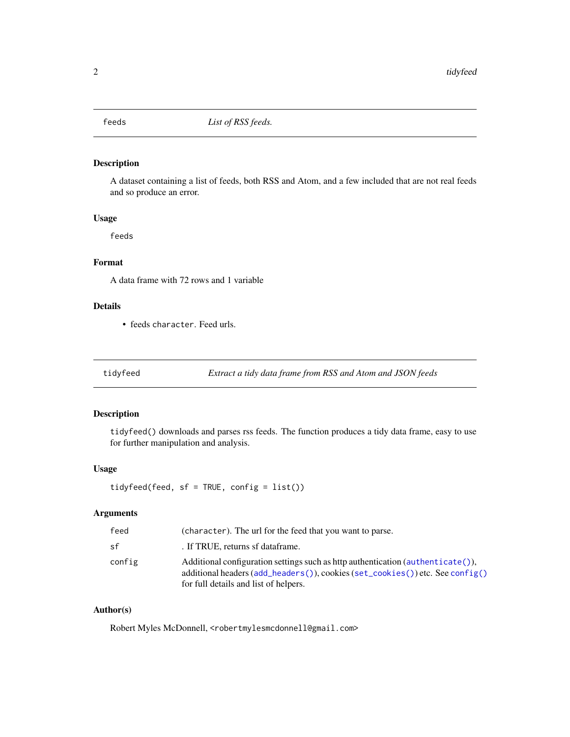## feeds — *List of RSS feeds.*

### Description

A dataset containing a list of feeds, both RSS and Atom, and a few included that are not real feeds and so produce an error.

### Usage

```
feeds
```

### Format

A data frame with 72 rows and 1 variable

### Details

- feeds `character`. Feed urls.

## tidyfeed — *Extract a tidy data frame from RSS and Atom and JSON feeds*

### Description

`tidyfeed()` downloads and parses rss feeds. The function produces a tidy data frame, easy to use for further manipulation and analysis.

### Usage

```
tidyfeed(feed, sf = TRUE, config = list())
```

### Arguments

| | |
|---|---|
| `feed` | (`character`). The url for the feed that you want to parse. |
| `sf` | . If TRUE, returns sf dataframe. |
| `config` | Additional configuration settings such as http authentication (`authenticate()`), additional headers (`add_headers()`), cookies (`set_cookies()`) etc. See `config()` for full details and list of helpers. |

### Author(s)

Robert Myles McDonnell, `<robertmylesmcdonnell@gmail.com>`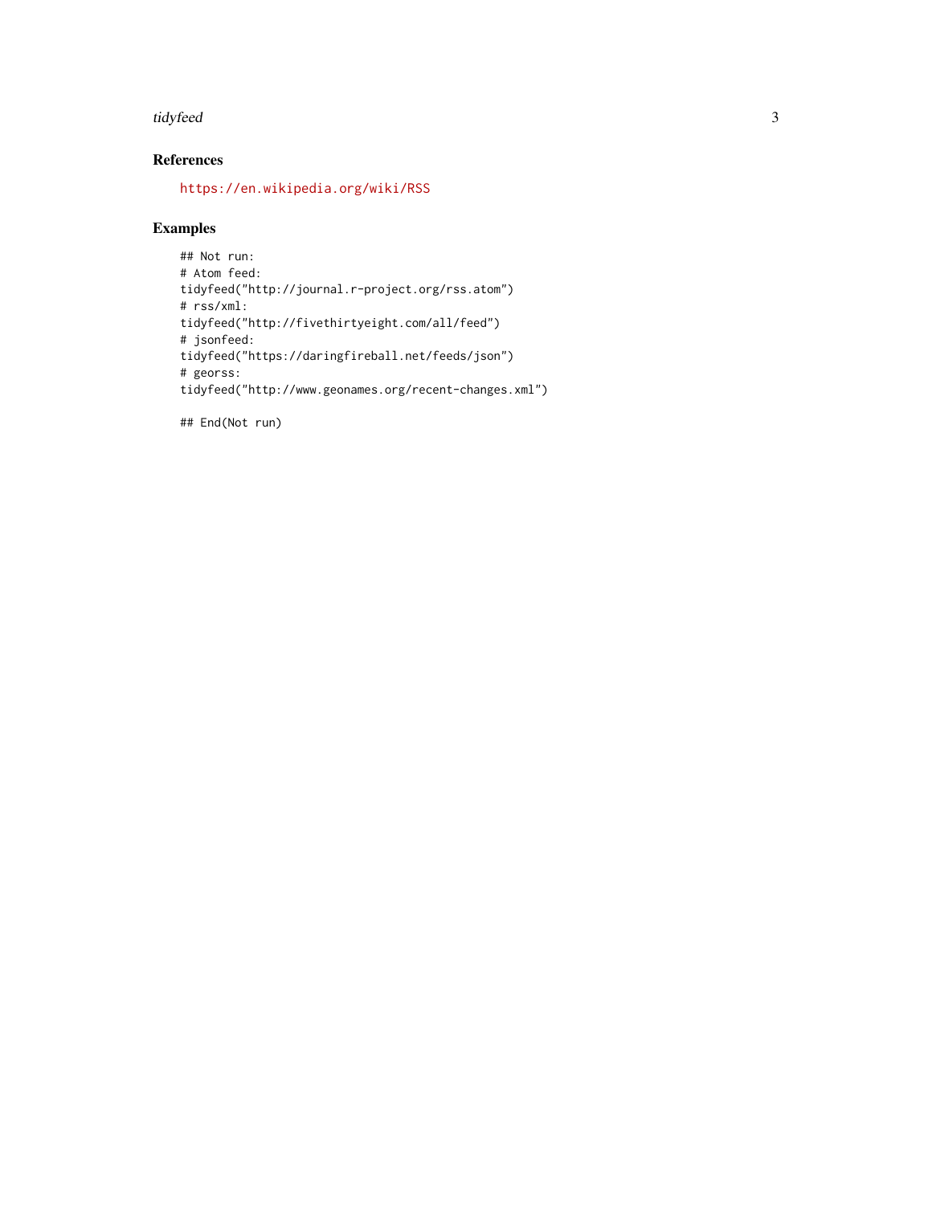## References

https://en.wikipedia.org/wiki/RSS

## Examples

```
## Not run:
# Atom feed:
tidyfeed("http://journal.r-project.org/rss.atom")
# rss/xml:
tidyfeed("http://fivethirtyeight.com/all/feed")
# jsonfeed:
tidyfeed("https://daringfireball.net/feeds/json")
# georss:
tidyfeed("http://www.geonames.org/recent-changes.xml")

## End(Not run)
```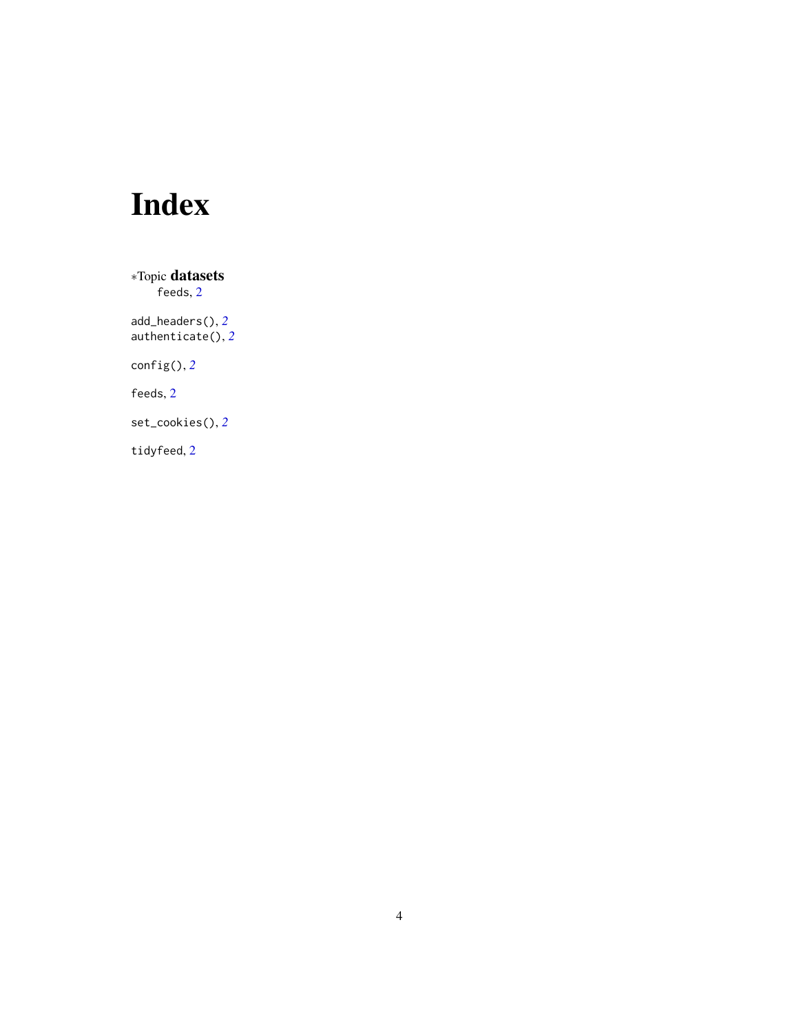# Index

*Topic **datasets**
  feeds, 2

add_headers(), *2*
authenticate(), *2*

config(), *2*

feeds, 2

set_cookies(), *2*

tidyfeed, 2